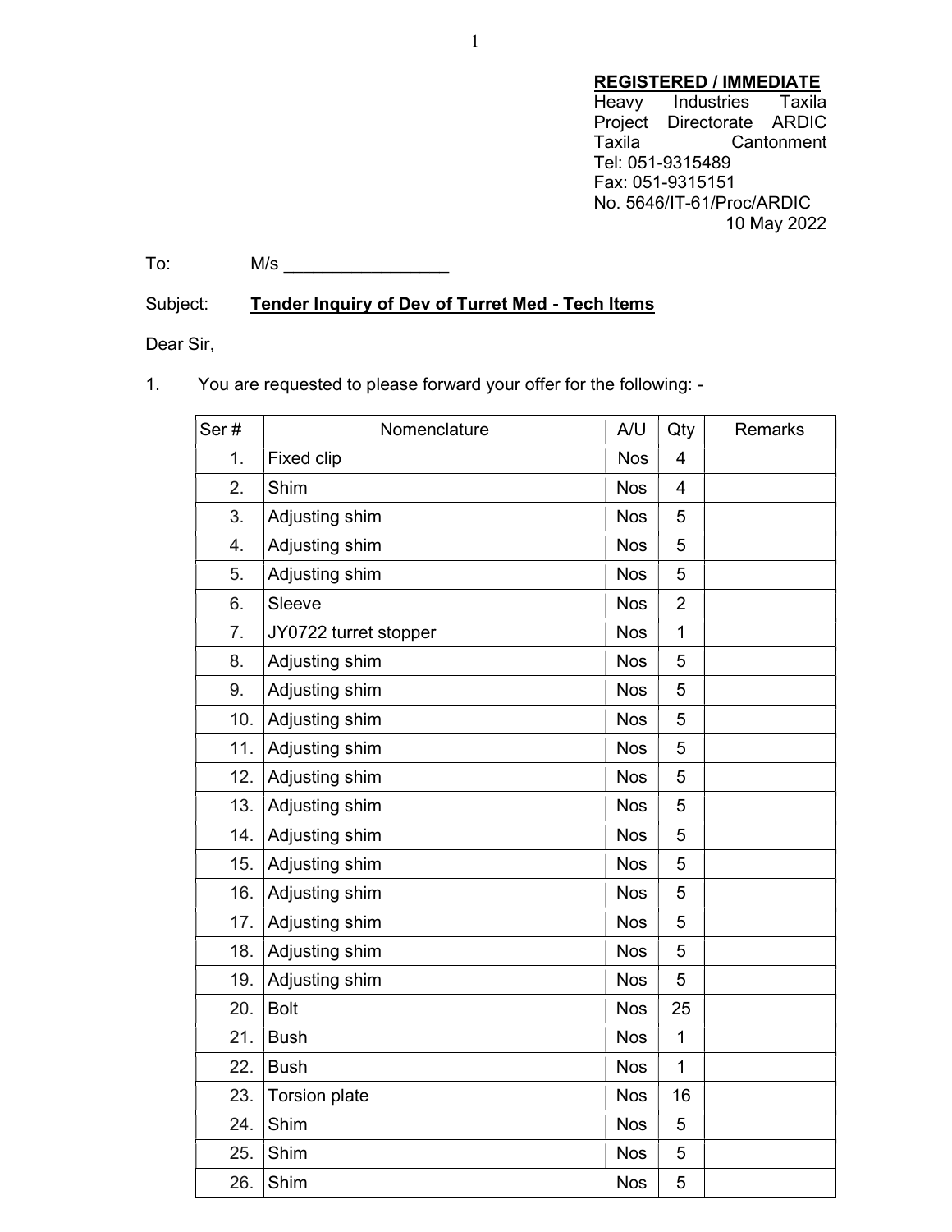**REGISTERED / IMMEDIATE**
Heavy Industries Taxila
Project Directorate ARDIC
Taxila Cantonment
Tel: 051-9315489
Fax: 051-9315151
No. 5646/IT-61/Proc/ARDIC
10 May 2022

To: M/s _________________

Subject: **Tender Inquiry of Dev of Turret Med - Tech Items**

Dear Sir,

1. You are requested to please forward your offer for the following: -

| Ser # | Nomenclature | A/U | Qty | Remarks |
|---|---|---|---|---|
| 1. | Fixed clip | Nos | 4 | |
| 2. | Shim | Nos | 4 | |
| 3. | Adjusting shim | Nos | 5 | |
| 4. | Adjusting shim | Nos | 5 | |
| 5. | Adjusting shim | Nos | 5 | |
| 6. | Sleeve | Nos | 2 | |
| 7. | JY0722 turret stopper | Nos | 1 | |
| 8. | Adjusting shim | Nos | 5 | |
| 9. | Adjusting shim | Nos | 5 | |
| 10. | Adjusting shim | Nos | 5 | |
| 11. | Adjusting shim | Nos | 5 | |
| 12. | Adjusting shim | Nos | 5 | |
| 13. | Adjusting shim | Nos | 5 | |
| 14. | Adjusting shim | Nos | 5 | |
| 15. | Adjusting shim | Nos | 5 | |
| 16. | Adjusting shim | Nos | 5 | |
| 17. | Adjusting shim | Nos | 5 | |
| 18. | Adjusting shim | Nos | 5 | |
| 19. | Adjusting shim | Nos | 5 | |
| 20. | Bolt | Nos | 25 | |
| 21. | Bush | Nos | 1 | |
| 22. | Bush | Nos | 1 | |
| 23. | Torsion plate | Nos | 16 | |
| 24. | Shim | Nos | 5 | |
| 25. | Shim | Nos | 5 | |
| 26. | Shim | Nos | 5 | |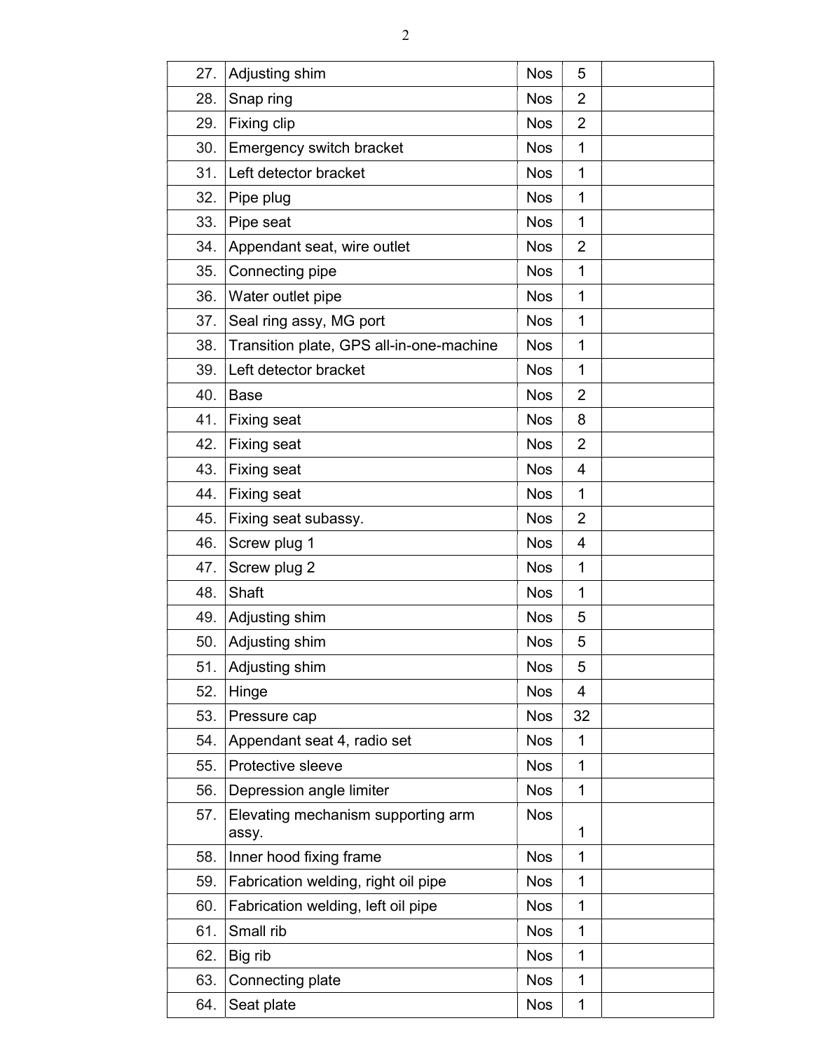| | | | | |
|---|---|---|---|---|
| 27. | Adjusting shim | Nos | 5 | |
| 28. | Snap ring | Nos | 2 | |
| 29. | Fixing clip | Nos | 2 | |
| 30. | Emergency switch bracket | Nos | 1 | |
| 31. | Left detector bracket | Nos | 1 | |
| 32. | Pipe plug | Nos | 1 | |
| 33. | Pipe seat | Nos | 1 | |
| 34. | Appendant seat, wire outlet | Nos | 2 | |
| 35. | Connecting pipe | Nos | 1 | |
| 36. | Water outlet pipe | Nos | 1 | |
| 37. | Seal ring assy, MG port | Nos | 1 | |
| 38. | Transition plate, GPS all-in-one-machine | Nos | 1 | |
| 39. | Left detector bracket | Nos | 1 | |
| 40. | Base | Nos | 2 | |
| 41. | Fixing seat | Nos | 8 | |
| 42. | Fixing seat | Nos | 2 | |
| 43. | Fixing seat | Nos | 4 | |
| 44. | Fixing seat | Nos | 1 | |
| 45. | Fixing seat subassy. | Nos | 2 | |
| 46. | Screw plug 1 | Nos | 4 | |
| 47. | Screw plug 2 | Nos | 1 | |
| 48. | Shaft | Nos | 1 | |
| 49. | Adjusting shim | Nos | 5 | |
| 50. | Adjusting shim | Nos | 5 | |
| 51. | Adjusting shim | Nos | 5 | |
| 52. | Hinge | Nos | 4 | |
| 53. | Pressure cap | Nos | 32 | |
| 54. | Appendant seat 4, radio set | Nos | 1 | |
| 55. | Protective sleeve | Nos | 1 | |
| 56. | Depression angle limiter | Nos | 1 | |
| 57. | Elevating mechanism supporting arm assy. | Nos | 1 | |
| 58. | Inner hood fixing frame | Nos | 1 | |
| 59. | Fabrication welding, right oil pipe | Nos | 1 | |
| 60. | Fabrication welding, left oil pipe | Nos | 1 | |
| 61. | Small rib | Nos | 1 | |
| 62. | Big rib | Nos | 1 | |
| 63. | Connecting plate | Nos | 1 | |
| 64. | Seat plate | Nos | 1 | |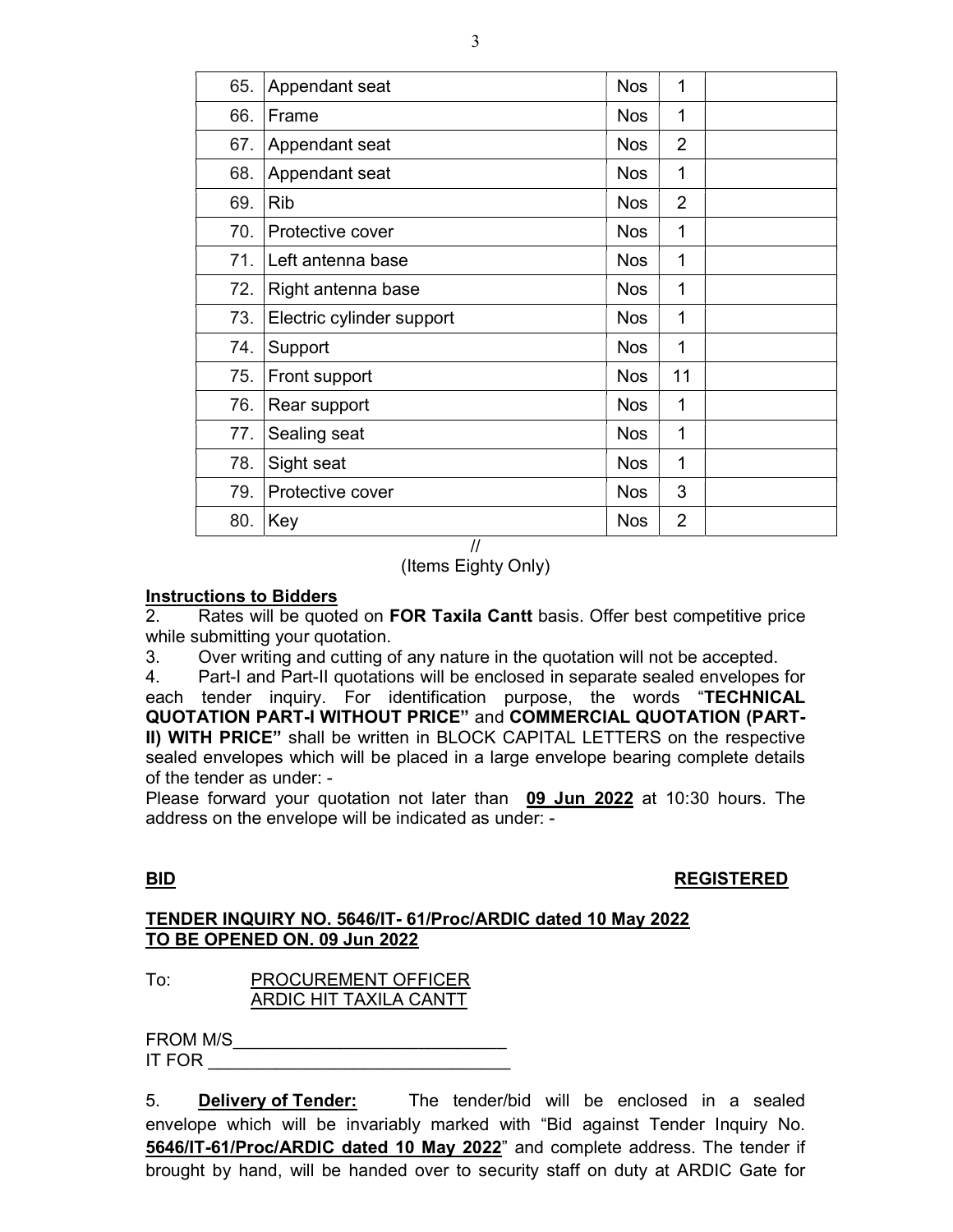| | | | | |
|---|---|---|---|---|
| 65. | Appendant seat | Nos | 1 | |
| 66. | Frame | Nos | 1 | |
| 67. | Appendant seat | Nos | 2 | |
| 68. | Appendant seat | Nos | 1 | |
| 69. | Rib | Nos | 2 | |
| 70. | Protective cover | Nos | 1 | |
| 71. | Left antenna base | Nos | 1 | |
| 72. | Right antenna base | Nos | 1 | |
| 73. | Electric cylinder support | Nos | 1 | |
| 74. | Support | Nos | 1 | |
| 75. | Front support | Nos | 11 | |
| 76. | Rear support | Nos | 1 | |
| 77. | Sealing seat | Nos | 1 | |
| 78. | Sight seat | Nos | 1 | |
| 79. | Protective cover | Nos | 3 | |
| 80. | Key | Nos | 2 | |

//

(Items Eighty Only)

**Instructions to Bidders**

2. Rates will be quoted on **FOR Taxila Cantt** basis. Offer best competitive price while submitting your quotation.

3. Over writing and cutting of any nature in the quotation will not be accepted.

4. Part-I and Part-II quotations will be enclosed in separate sealed envelopes for each tender inquiry. For identification purpose, the words "**TECHNICAL QUOTATION PART-I WITHOUT PRICE"** and **COMMERCIAL QUOTATION (PART-II) WITH PRICE"** shall be written in BLOCK CAPITAL LETTERS on the respective sealed envelopes which will be placed in a large envelope bearing complete details of the tender as under: -

Please forward your quotation not later than **09 Jun 2022** at 10:30 hours. The address on the envelope will be indicated as under: -

**BID** **REGISTERED**

**TENDER INQUIRY NO. 5646/IT- 61/Proc/ARDIC dated 10 May 2022**
**TO BE OPENED ON. 09 Jun 2022**

To: PROCUREMENT OFFICER
ARDIC HIT TAXILA CANTT

FROM M/S____________________________
IT FOR _______________________________

5. **Delivery of Tender:** The tender/bid will be enclosed in a sealed envelope which will be invariably marked with "Bid against Tender Inquiry No. **5646/IT-61/Proc/ARDIC dated 10 May 2022**" and complete address. The tender if brought by hand, will be handed over to security staff on duty at ARDIC Gate for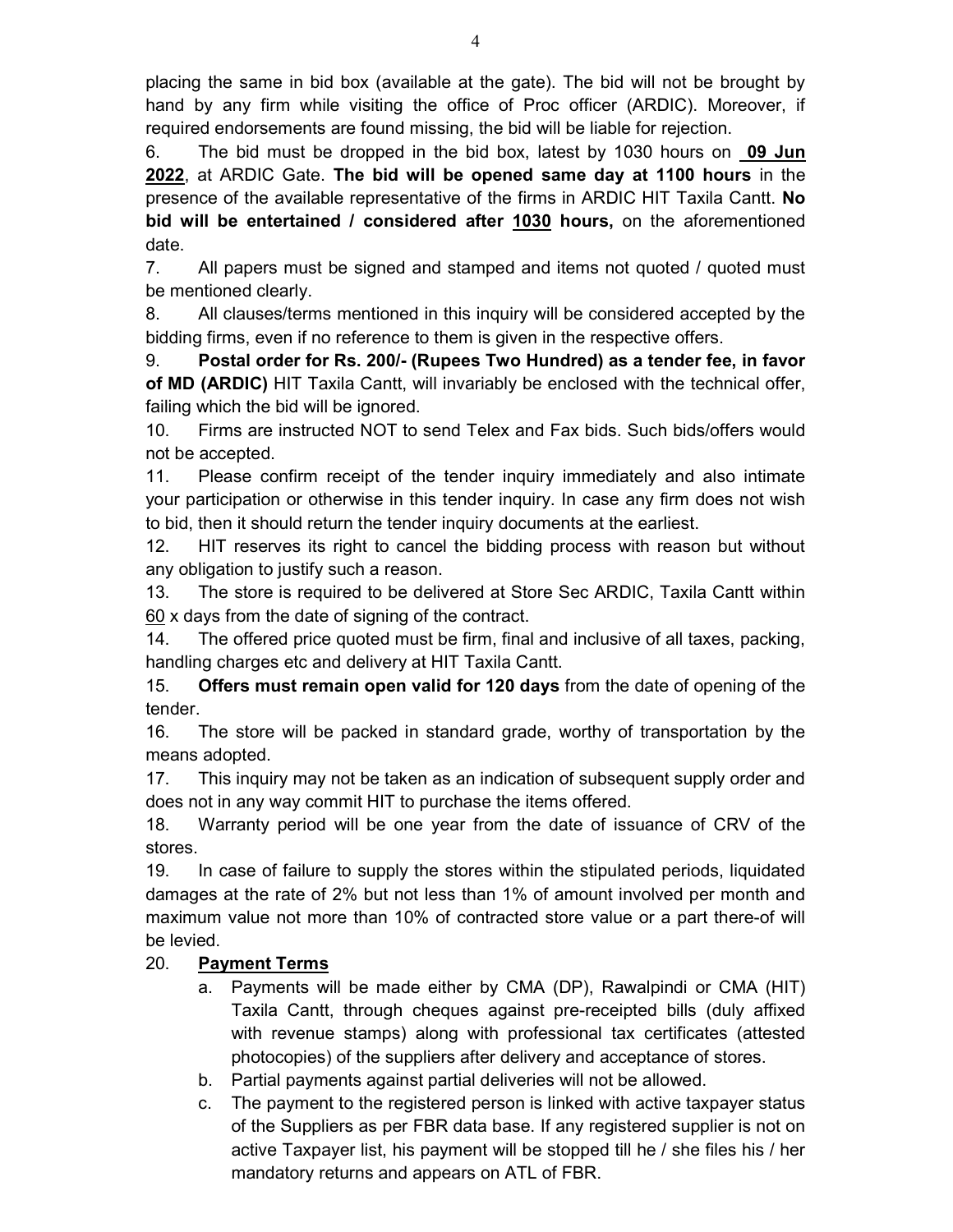placing the same in bid box (available at the gate). The bid will not be brought by hand by any firm while visiting the office of Proc officer (ARDIC). Moreover, if required endorsements are found missing, the bid will be liable for rejection.

6. The bid must be dropped in the bid box, latest by 1030 hours on **09 Jun 2022**, at ARDIC Gate. **The bid will be opened same day at 1100 hours** in the presence of the available representative of the firms in ARDIC HIT Taxila Cantt. **No bid will be entertained / considered after 1030 hours,** on the aforementioned date.

7. All papers must be signed and stamped and items not quoted / quoted must be mentioned clearly.

8. All clauses/terms mentioned in this inquiry will be considered accepted by the bidding firms, even if no reference to them is given in the respective offers.

9. **Postal order for Rs. 200/- (Rupees Two Hundred) as a tender fee, in favor of MD (ARDIC)** HIT Taxila Cantt, will invariably be enclosed with the technical offer, failing which the bid will be ignored.

10. Firms are instructed NOT to send Telex and Fax bids. Such bids/offers would not be accepted.

11. Please confirm receipt of the tender inquiry immediately and also intimate your participation or otherwise in this tender inquiry. In case any firm does not wish to bid, then it should return the tender inquiry documents at the earliest.

12. HIT reserves its right to cancel the bidding process with reason but without any obligation to justify such a reason.

13. The store is required to be delivered at Store Sec ARDIC, Taxila Cantt within 60 x days from the date of signing of the contract.

14. The offered price quoted must be firm, final and inclusive of all taxes, packing, handling charges etc and delivery at HIT Taxila Cantt.

15. **Offers must remain open valid for 120 days** from the date of opening of the tender.

16. The store will be packed in standard grade, worthy of transportation by the means adopted.

17. This inquiry may not be taken as an indication of subsequent supply order and does not in any way commit HIT to purchase the items offered.

18. Warranty period will be one year from the date of issuance of CRV of the stores.

19. In case of failure to supply the stores within the stipulated periods, liquidated damages at the rate of 2% but not less than 1% of amount involved per month and maximum value not more than 10% of contracted store value or a part there-of will be levied.

20. **Payment Terms**

   a. Payments will be made either by CMA (DP), Rawalpindi or CMA (HIT) Taxila Cantt, through cheques against pre-receipted bills (duly affixed with revenue stamps) along with professional tax certificates (attested photocopies) of the suppliers after delivery and acceptance of stores.

   b. Partial payments against partial deliveries will not be allowed.

   c. The payment to the registered person is linked with active taxpayer status of the Suppliers as per FBR data base. If any registered supplier is not on active Taxpayer list, his payment will be stopped till he / she files his / her mandatory returns and appears on ATL of FBR.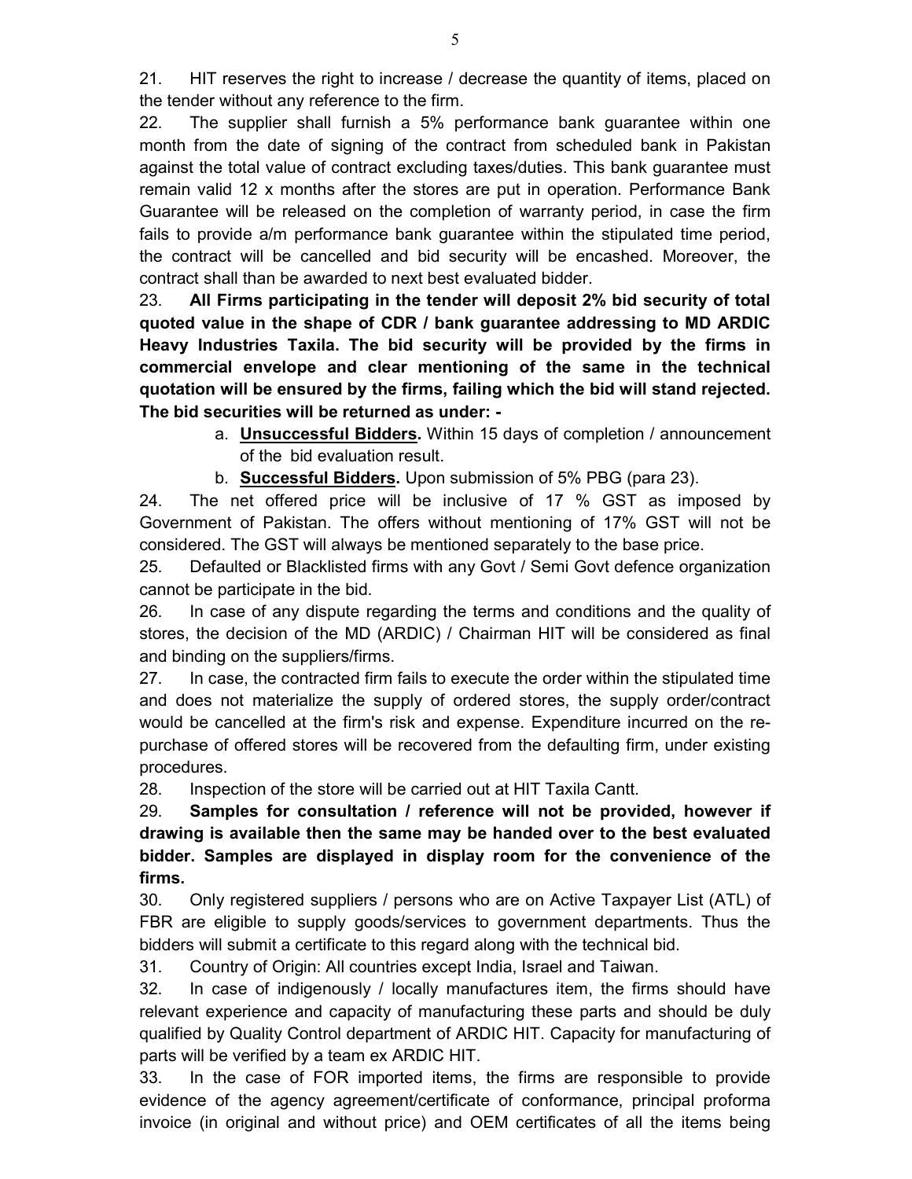21. HIT reserves the right to increase / decrease the quantity of items, placed on the tender without any reference to the firm.

22. The supplier shall furnish a 5% performance bank guarantee within one month from the date of signing of the contract from scheduled bank in Pakistan against the total value of contract excluding taxes/duties. This bank guarantee must remain valid 12 x months after the stores are put in operation. Performance Bank Guarantee will be released on the completion of warranty period, in case the firm fails to provide a/m performance bank guarantee within the stipulated time period, the contract will be cancelled and bid security will be encashed. Moreover, the contract shall than be awarded to next best evaluated bidder.

23. **All Firms participating in the tender will deposit 2% bid security of total quoted value in the shape of CDR / bank guarantee addressing to MD ARDIC Heavy Industries Taxila. The bid security will be provided by the firms in commercial envelope and clear mentioning of the same in the technical quotation will be ensured by the firms, failing which the bid will stand rejected. The bid securities will be returned as under: -**

   a. **Unsuccessful Bidders.** Within 15 days of completion / announcement of the bid evaluation result.

   b. **Successful Bidders.** Upon submission of 5% PBG (para 23).

24. The net offered price will be inclusive of 17 % GST as imposed by Government of Pakistan. The offers without mentioning of 17% GST will not be considered. The GST will always be mentioned separately to the base price.

25. Defaulted or Blacklisted firms with any Govt / Semi Govt defence organization cannot be participate in the bid.

26. In case of any dispute regarding the terms and conditions and the quality of stores, the decision of the MD (ARDIC) / Chairman HIT will be considered as final and binding on the suppliers/firms.

27. In case, the contracted firm fails to execute the order within the stipulated time and does not materialize the supply of ordered stores, the supply order/contract would be cancelled at the firm's risk and expense. Expenditure incurred on the re-purchase of offered stores will be recovered from the defaulting firm, under existing procedures.

28. Inspection of the store will be carried out at HIT Taxila Cantt.

29. **Samples for consultation / reference will not be provided, however if drawing is available then the same may be handed over to the best evaluated bidder. Samples are displayed in display room for the convenience of the firms.**

30. Only registered suppliers / persons who are on Active Taxpayer List (ATL) of FBR are eligible to supply goods/services to government departments. Thus the bidders will submit a certificate to this regard along with the technical bid.

31. Country of Origin: All countries except India, Israel and Taiwan.

32. In case of indigenously / locally manufactures item, the firms should have relevant experience and capacity of manufacturing these parts and should be duly qualified by Quality Control department of ARDIC HIT. Capacity for manufacturing of parts will be verified by a team ex ARDIC HIT.

33. In the case of FOR imported items, the firms are responsible to provide evidence of the agency agreement/certificate of conformance, principal proforma invoice (in original and without price) and OEM certificates of all the items being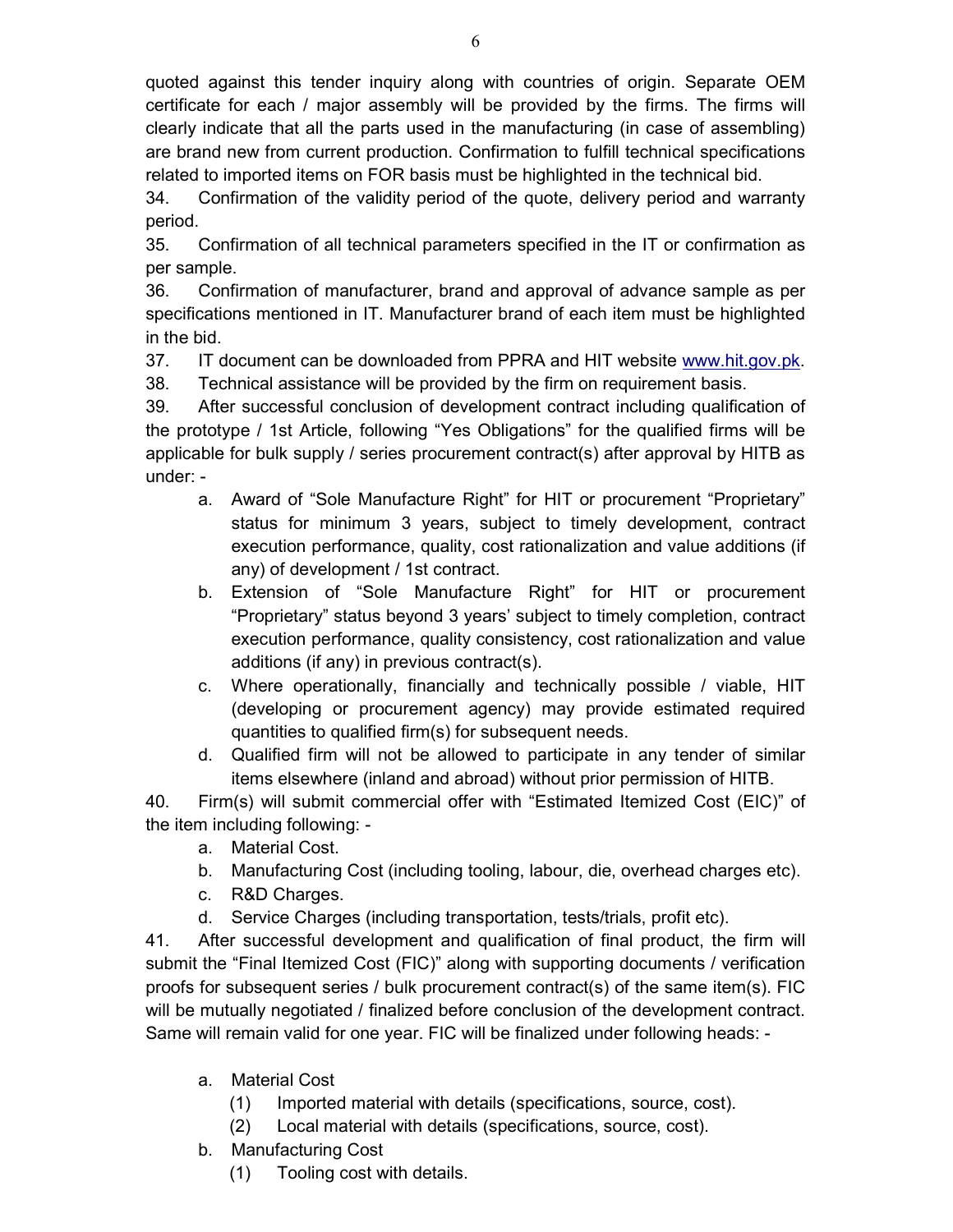quoted against this tender inquiry along with countries of origin. Separate OEM certificate for each / major assembly will be provided by the firms. The firms will clearly indicate that all the parts used in the manufacturing (in case of assembling) are brand new from current production. Confirmation to fulfill technical specifications related to imported items on FOR basis must be highlighted in the technical bid.

34. Confirmation of the validity period of the quote, delivery period and warranty period.

35. Confirmation of all technical parameters specified in the IT or confirmation as per sample.

36. Confirmation of manufacturer, brand and approval of advance sample as per specifications mentioned in IT. Manufacturer brand of each item must be highlighted in the bid.

37. IT document can be downloaded from PPRA and HIT website www.hit.gov.pk.

38. Technical assistance will be provided by the firm on requirement basis.

39. After successful conclusion of development contract including qualification of the prototype / 1st Article, following "Yes Obligations" for the qualified firms will be applicable for bulk supply / series procurement contract(s) after approval by HITB as under: -

   a. Award of "Sole Manufacture Right" for HIT or procurement "Proprietary" status for minimum 3 years, subject to timely development, contract execution performance, quality, cost rationalization and value additions (if any) of development / 1st contract.

   b. Extension of "Sole Manufacture Right" for HIT or procurement "Proprietary" status beyond 3 years' subject to timely completion, contract execution performance, quality consistency, cost rationalization and value additions (if any) in previous contract(s).

   c. Where operationally, financially and technically possible / viable, HIT (developing or procurement agency) may provide estimated required quantities to qualified firm(s) for subsequent needs.

   d. Qualified firm will not be allowed to participate in any tender of similar items elsewhere (inland and abroad) without prior permission of HITB.

40. Firm(s) will submit commercial offer with "Estimated Itemized Cost (EIC)" of the item including following: -

   a. Material Cost.

   b. Manufacturing Cost (including tooling, labour, die, overhead charges etc).

   c. R&D Charges.

   d. Service Charges (including transportation, tests/trials, profit etc).

41. After successful development and qualification of final product, the firm will submit the "Final Itemized Cost (FIC)" along with supporting documents / verification proofs for subsequent series / bulk procurement contract(s) of the same item(s). FIC will be mutually negotiated / finalized before conclusion of the development contract. Same will remain valid for one year. FIC will be finalized under following heads: -

   a. Material Cost

      (1) Imported material with details (specifications, source, cost).

      (2) Local material with details (specifications, source, cost).

   b. Manufacturing Cost

      (1) Tooling cost with details.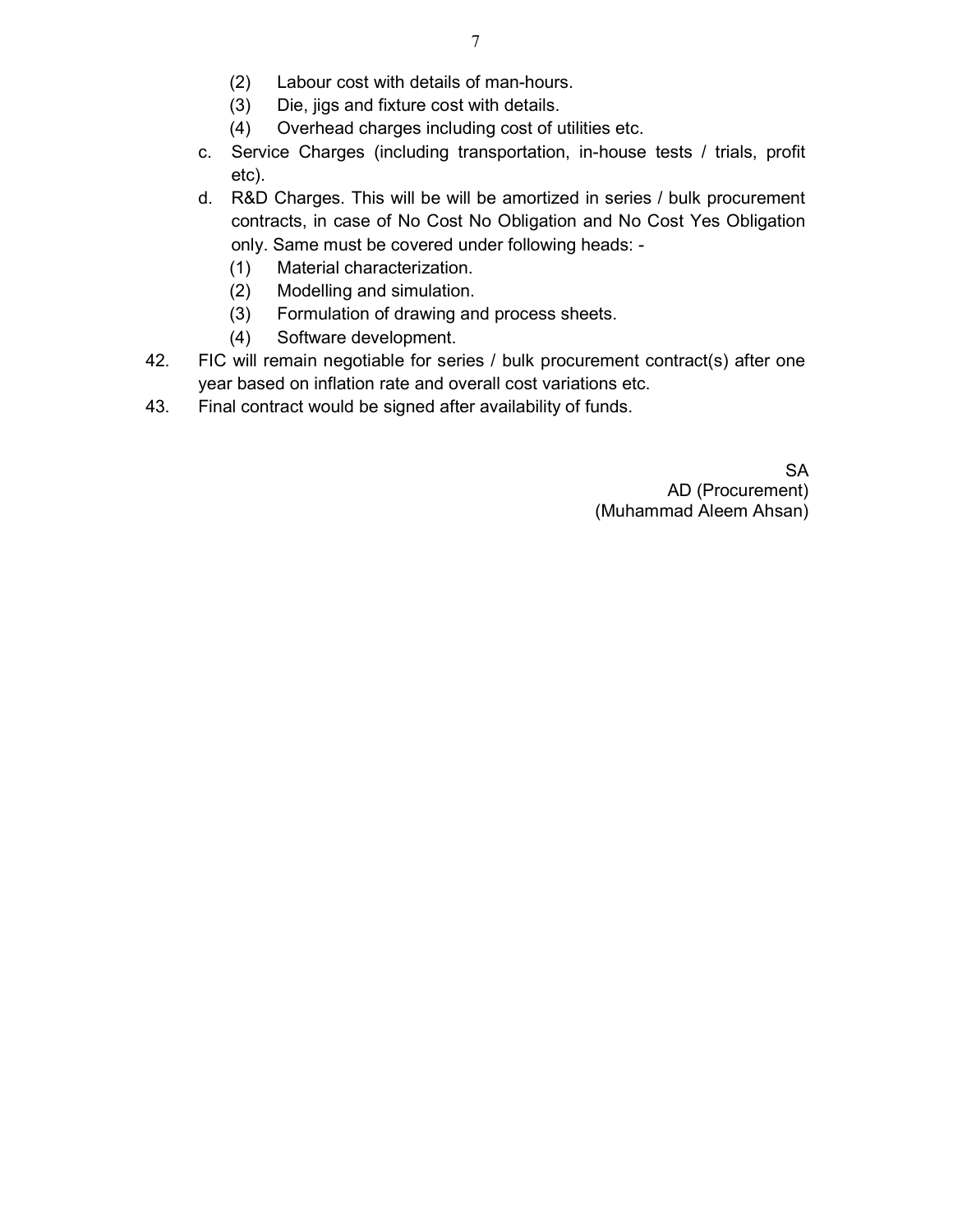(2) Labour cost with details of man-hours.
    (3) Die, jigs and fixture cost with details.
    (4) Overhead charges including cost of utilities etc.

  c. Service Charges (including transportation, in-house tests / trials, profit etc).

  d. R&D Charges. This will be will be amortized in series / bulk procurement contracts, in case of No Cost No Obligation and No Cost Yes Obligation only. Same must be covered under following heads: -
    (1) Material characterization.
    (2) Modelling and simulation.
    (3) Formulation of drawing and process sheets.
    (4) Software development.

42. FIC will remain negotiable for series / bulk procurement contract(s) after one year based on inflation rate and overall cost variations etc.

43. Final contract would be signed after availability of funds.

SA
AD (Procurement)
(Muhammad Aleem Ahsan)